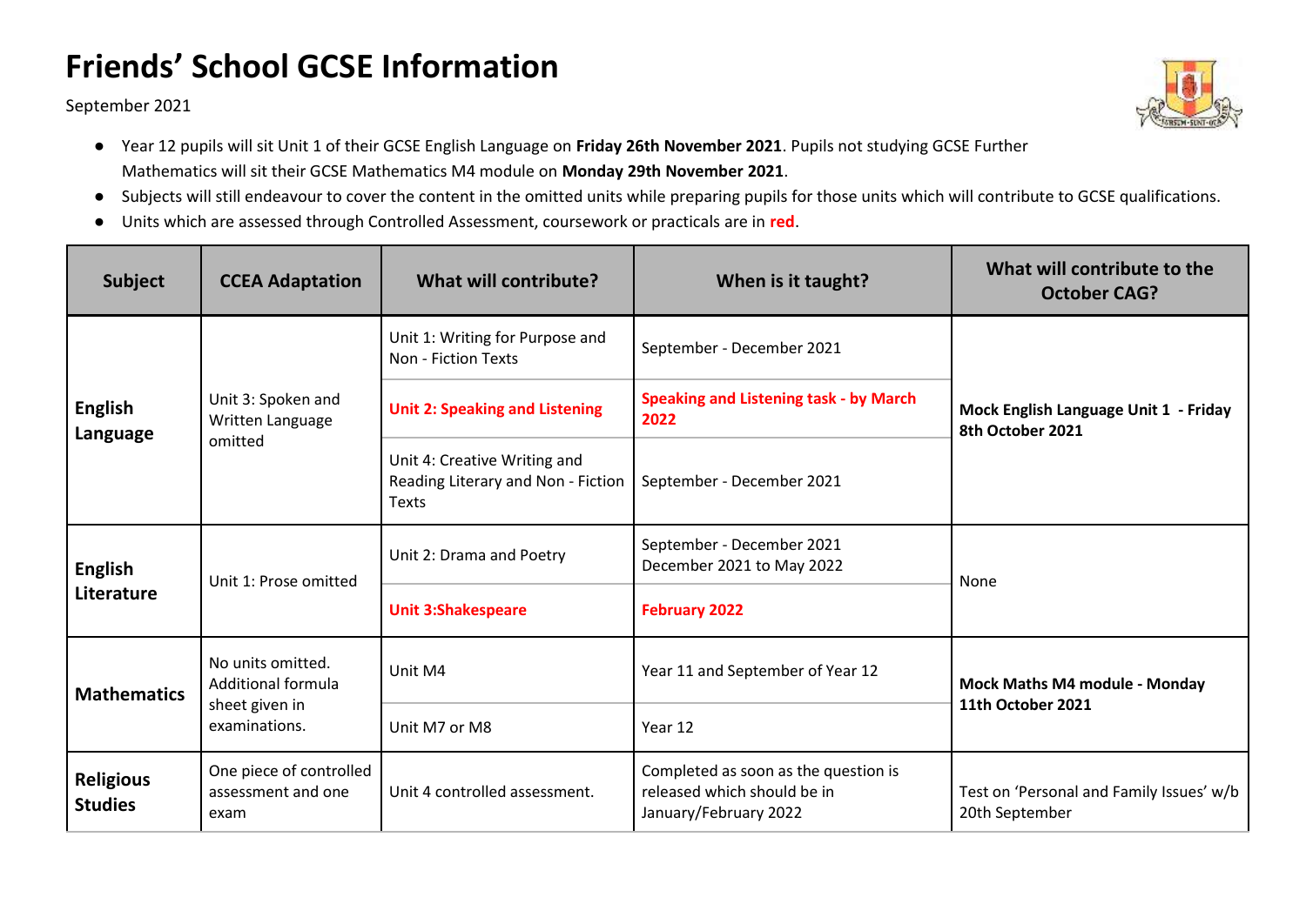# Friends' School GCSE Information

September 2021

- Year 12 pupils will sit Unit 1 of their GCSE English Language on **Friday 26th November 2021**. Pupils not studying GCSE Further Mathematics will sit their GCSE Mathematics M4 module on **Monday 29th November 2021**.
- Subjects will still endeavour to cover the content in the omitted units while preparing pupils for those units which will contribute to GCSE qualifications.
- Units which are assessed through Controlled Assessment, coursework or practicals are in **red**.

| Subject | CCEA Adaptation | What will contribute? | When is it taught? | What will contribute to the October CAG? |
|---|---|---|---|---|
| **English Language** | Unit 3: Spoken and Written Language omitted | Unit 1: Writing for Purpose and Non - Fiction Texts | September - December 2021 | **Mock English Language Unit 1 - Friday 8th October 2021** |
| | | **Unit 2: Speaking and Listening** | **Speaking and Listening task - by March 2022** | |
| | | Unit 4: Creative Writing and Reading Literary and Non - Fiction Texts | September - December 2021 | |
| **English Literature** | Unit 1: Prose omitted | Unit 2: Drama and Poetry | September - December 2021<br>December 2021 to May 2022 | None |
| | | **Unit 3:Shakespeare** | **February 2022** | |
| **Mathematics** | No units omitted. Additional formula sheet given in examinations. | Unit M4 | Year 11 and September of Year 12 | **Mock Maths M4 module - Monday 11th October 2021** |
| | | Unit M7 or M8 | Year 12 | |
| **Religious Studies** | One piece of controlled assessment and one exam | Unit 4 controlled assessment. | Completed as soon as the question is released which should be in January/February 2022 | Test on 'Personal and Family Issues' w/b 20th September |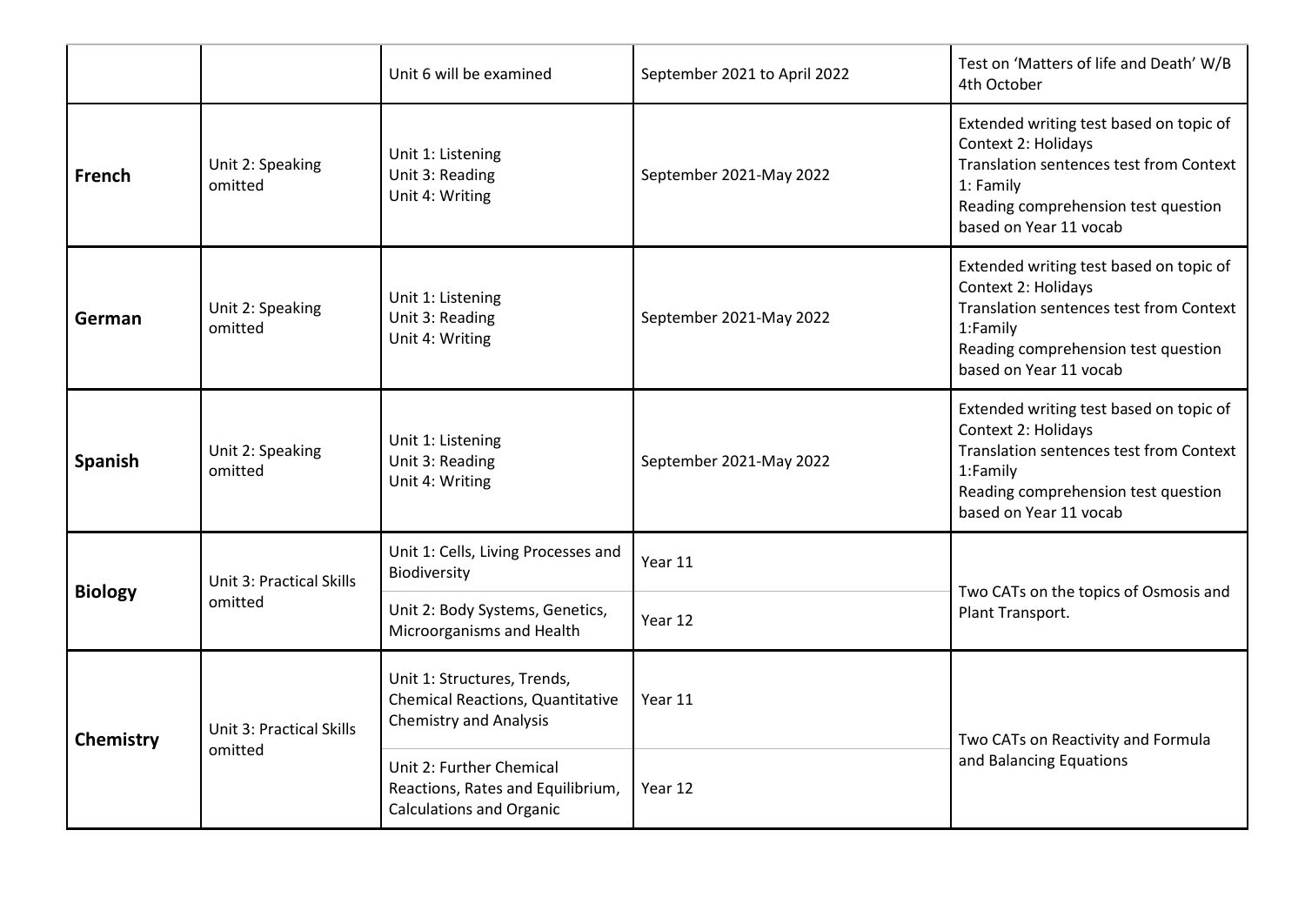| | | | | |
|---|---|---|---|---|
| | | Unit 6 will be examined | September 2021 to April 2022 | Test on 'Matters of life and Death' W/B 4th October |
| **French** | Unit 2: Speaking omitted | Unit 1: Listening<br>Unit 3: Reading<br>Unit 4: Writing | September 2021-May 2022 | Extended writing test based on topic of Context 2: Holidays<br>Translation sentences test from Context 1: Family<br>Reading comprehension test question based on Year 11 vocab |
| **German** | Unit 2: Speaking omitted | Unit 1: Listening<br>Unit 3: Reading<br>Unit 4: Writing | September 2021-May 2022 | Extended writing test based on topic of Context 2: Holidays<br>Translation sentences test from Context 1:Family<br>Reading comprehension test question based on Year 11 vocab |
| **Spanish** | Unit 2: Speaking omitted | Unit 1: Listening<br>Unit 3: Reading<br>Unit 4: Writing | September 2021-May 2022 | Extended writing test based on topic of Context 2: Holidays<br>Translation sentences test from Context 1:Family<br>Reading comprehension test question based on Year 11 vocab |
| **Biology** | Unit 3: Practical Skills omitted | Unit 1: Cells, Living Processes and Biodiversity | Year 11 | Two CATs on the topics of Osmosis and Plant Transport. |
| | | Unit 2: Body Systems, Genetics, Microorganisms and Health | Year 12 | |
| **Chemistry** | Unit 3: Practical Skills omitted | Unit 1: Structures, Trends, Chemical Reactions, Quantitative Chemistry and Analysis | Year 11 | Two CATs on Reactivity and Formula and Balancing Equations |
| | | Unit 2: Further Chemical Reactions, Rates and Equilibrium, Calculations and Organic | Year 12 | |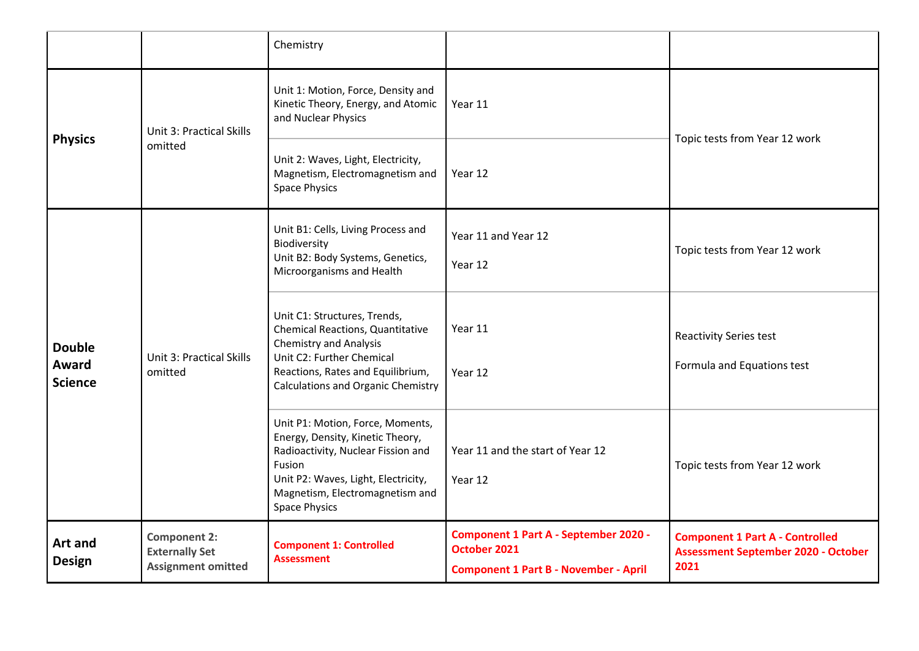| | | | | |
|---|---|---|---|---|
| | | Chemistry | | |
| **Physics** | Unit 3: Practical Skills omitted | Unit 1: Motion, Force, Density and Kinetic Theory, Energy, and Atomic and Nuclear Physics | Year 11 | Topic tests from Year 12 work |
| | | Unit 2: Waves, Light, Electricity, Magnetism, Electromagnetism and Space Physics | Year 12 | |
| **Double Award Science** | Unit 3: Practical Skills omitted | Unit B1: Cells, Living Process and Biodiversity<br>Unit B2: Body Systems, Genetics, Microorganisms and Health | Year 11 and Year 12<br><br>Year 12 | Topic tests from Year 12 work |
| | | Unit C1: Structures, Trends, Chemical Reactions, Quantitative Chemistry and Analysis<br>Unit C2: Further Chemical Reactions, Rates and Equilibrium, Calculations and Organic Chemistry | Year 11<br><br>Year 12 | Reactivity Series test<br><br>Formula and Equations test |
| | | Unit P1: Motion, Force, Moments, Energy, Density, Kinetic Theory, Radioactivity, Nuclear Fission and Fusion<br>Unit P2: Waves, Light, Electricity, Magnetism, Electromagnetism and Space Physics | Year 11 and the start of Year 12<br><br>Year 12 | Topic tests from Year 12 work |
| **Art and Design** | **Component 2: Externally Set Assignment omitted** | **Component 1: Controlled Assessment** | **Component 1 Part A - September 2020 - October 2021**<br><br>**Component 1 Part B - November - April** | **Component 1 Part A - Controlled Assessment September 2020 - October 2021** |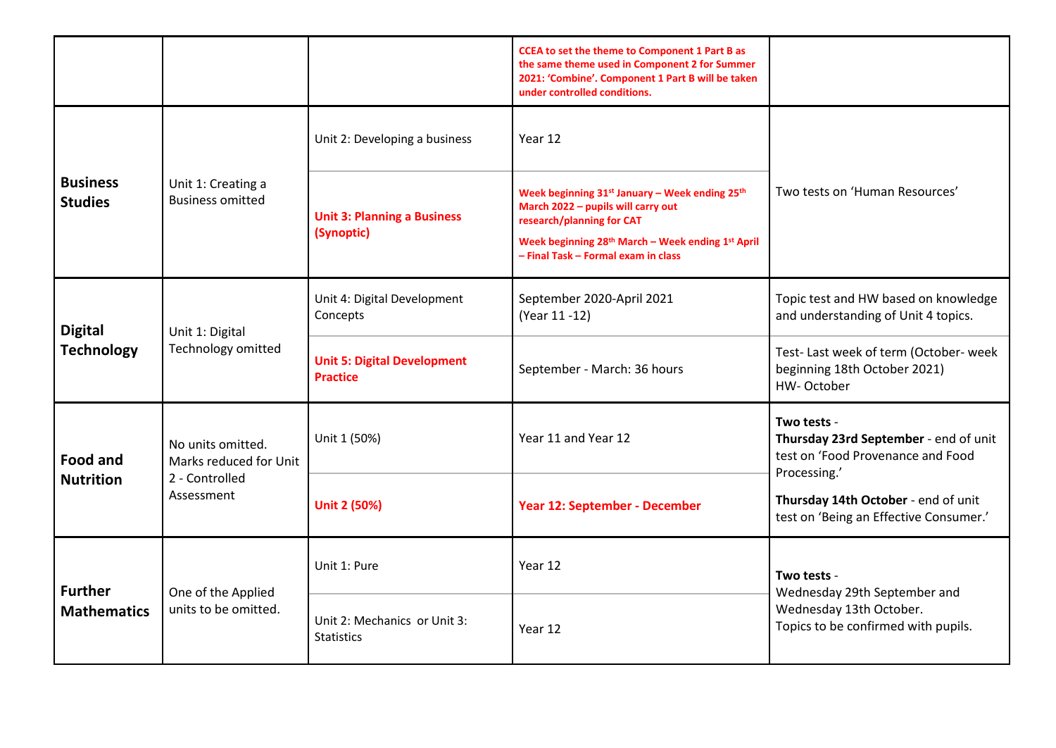| | | | | |
|---|---|---|---|---|
| | | | **CCEA to set the theme to Component 1 Part B as the same theme used in Component 2 for Summer 2021: 'Combine'. Component 1 Part B will be taken under controlled conditions.** | |
| **Business Studies** | Unit 1: Creating a Business omitted | Unit 2: Developing a business | Year 12 | Two tests on 'Human Resources' |
| | | **Unit 3: Planning a Business (Synoptic)** | **Week beginning 31st January – Week ending 25th March 2022 – pupils will carry out research/planning for CAT**<br>**Week beginning 28th March – Week ending 1st April – Final Task – Formal exam in class** | |
| **Digital Technology** | Unit 1: Digital Technology omitted | Unit 4: Digital Development Concepts | September 2020-April 2021 (Year 11 -12) | Topic test and HW based on knowledge and understanding of Unit 4 topics. |
| | | **Unit 5: Digital Development Practice** | September - March: 36 hours | Test- Last week of term (October- week beginning 18th October 2021)<br>HW- October |
| **Food and Nutrition** | No units omitted. Marks reduced for Unit 2 - Controlled Assessment | Unit 1 (50%) | Year 11 and Year 12 | **Two tests** -<br>**Thursday 23rd September** - end of unit test on 'Food Provenance and Food Processing.'<br>**Thursday 14th October** - end of unit test on 'Being an Effective Consumer.' |
| | | **Unit 2 (50%)** | **Year 12: September - December** | |
| **Further Mathematics** | One of the Applied units to be omitted. | Unit 1: Pure | Year 12 | **Two tests** -<br>Wednesday 29th September and Wednesday 13th October.<br>Topics to be confirmed with pupils. |
| | | Unit 2: Mechanics or Unit 3: Statistics | Year 12 | |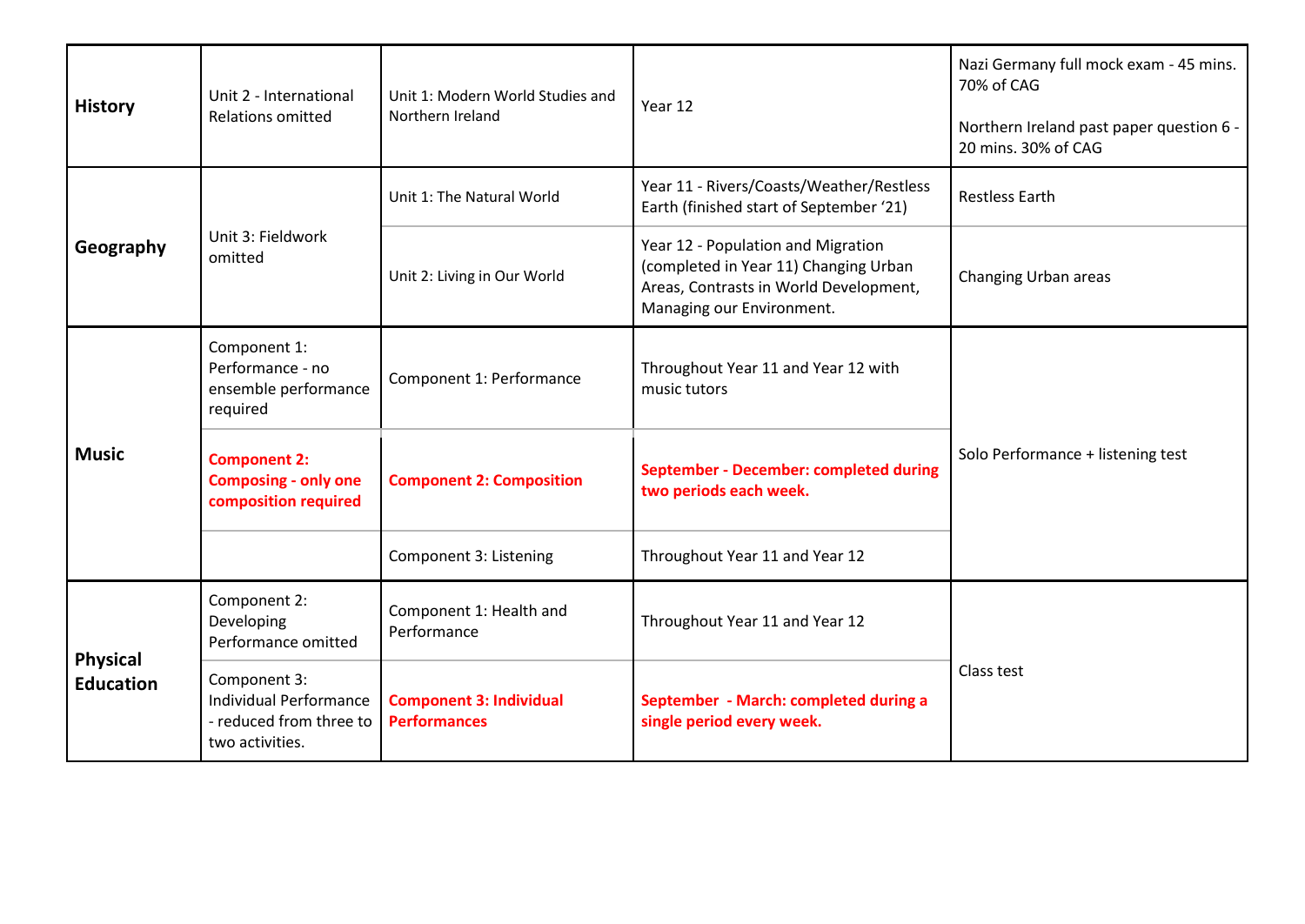| | | | | |
|---|---|---|---|---|
| **History** | Unit 2 - International Relations omitted | Unit 1: Modern World Studies and Northern Ireland | Year 12 | Nazi Germany full mock exam - 45 mins. 70% of CAG<br><br>Northern Ireland past paper question 6 - 20 mins. 30% of CAG |
| **Geography** | Unit 3: Fieldwork omitted | Unit 1: The Natural World | Year 11 - Rivers/Coasts/Weather/Restless Earth (finished start of September '21) | Restless Earth |
| | | Unit 2: Living in Our World | Year 12 - Population and Migration (completed in Year 11) Changing Urban Areas, Contrasts in World Development, Managing our Environment. | Changing Urban areas |
| **Music** | Component 1: Performance - no ensemble performance required | Component 1: Performance | Throughout Year 11 and Year 12 with music tutors | Solo Performance + listening test |
| | **Component 2: Composing - only one composition required** | **Component 2: Composition** | **September - December: completed during two periods each week.** | |
| | | Component 3: Listening | Throughout Year 11 and Year 12 | |
| **Physical Education** | Component 2: Developing Performance omitted | Component 1: Health and Performance | Throughout Year 11 and Year 12 | Class test |
| | Component 3: Individual Performance - reduced from three to two activities. | **Component 3: Individual Performances** | **September - March: completed during a single period every week.** | |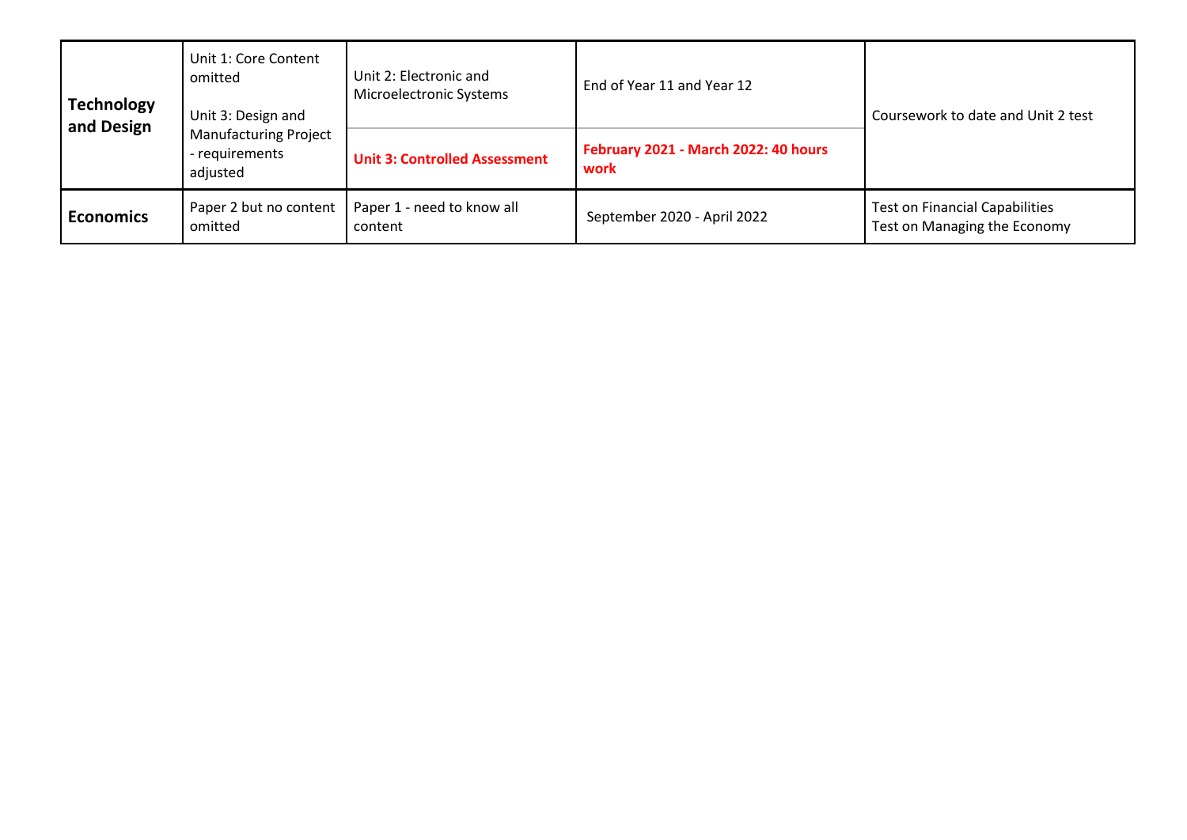| | | | | |
|---|---|---|---|---|
| **Technology and Design** | Unit 1: Core Content omitted<br><br>Unit 3: Design and Manufacturing Project - requirements adjusted | Unit 2: Electronic and Microelectronic Systems | End of Year 11 and Year 12 | Coursework to date and Unit 2 test |
| | | **Unit 3: Controlled Assessment** | **February 2021 - March 2022: 40 hours work** | |
| **Economics** | Paper 2 but no content omitted | Paper 1 - need to know all content | September 2020 - April 2022 | Test on Financial Capabilities<br>Test on Managing the Economy |